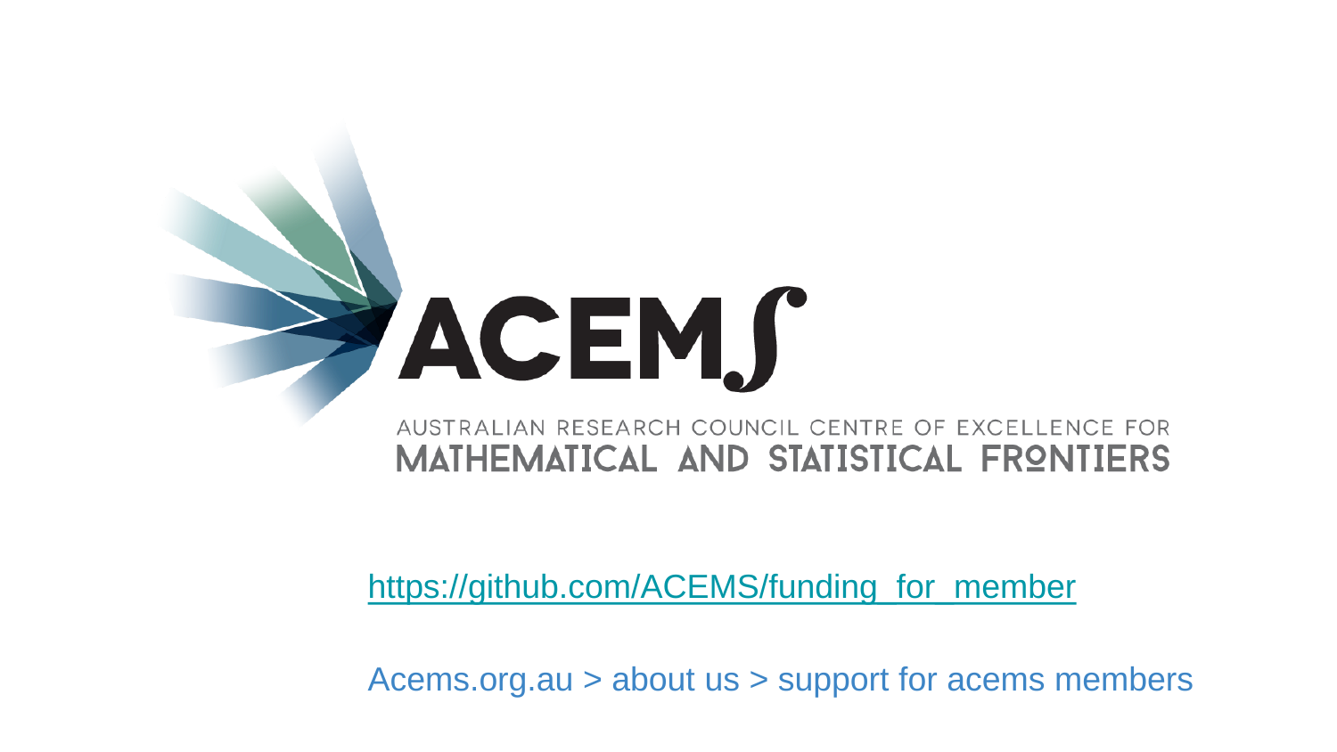# ACEMS

AUSTRALIAN RESEARCH COUNCIL CENTRE OF EXCELLENCE FOR
MATHEMATICAL AND STATISTICAL FRONTIERS

https://github.com/ACEMS/funding_for_member

Acems.org.au > about us > support for acems members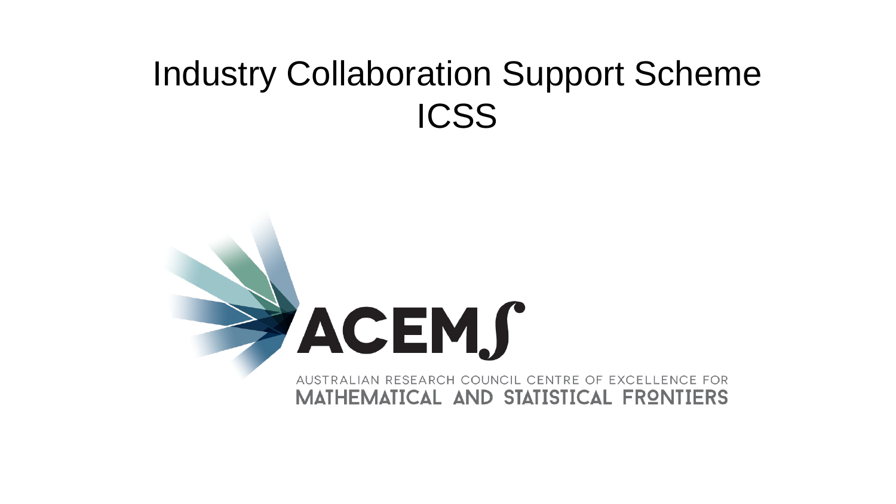# Industry Collaboration Support Scheme ICSS

ACEMS

AUSTRALIAN RESEARCH COUNCIL CENTRE OF EXCELLENCE FOR MATHEMATICAL AND STATISTICAL FRONTIERS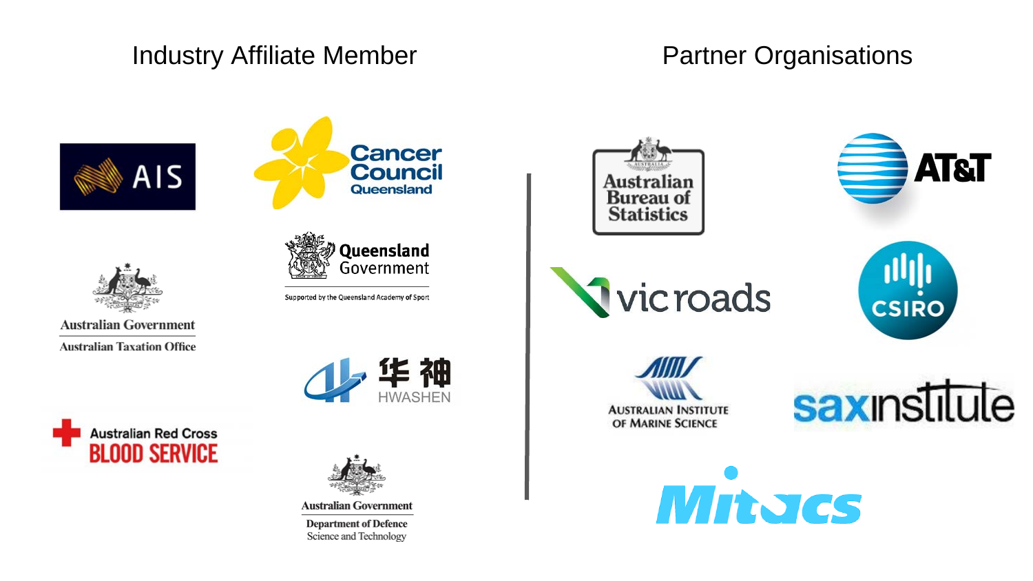## Industry Affiliate Member

- AIS
- Cancer Council Queensland
- Queensland Government — Supported by the Queensland Academy of Sport
- Australian Government — Australian Taxation Office
- 华神 HWASHEN
- Australian Red Cross Blood Service
- Australian Government — Department of Defence Science and Technology

## Partner Organisations

- Australian Bureau of Statistics
- AT&T
- vicroads
- CSIRO
- Australian Institute of Marine Science
- saxinstitute
- Mitacs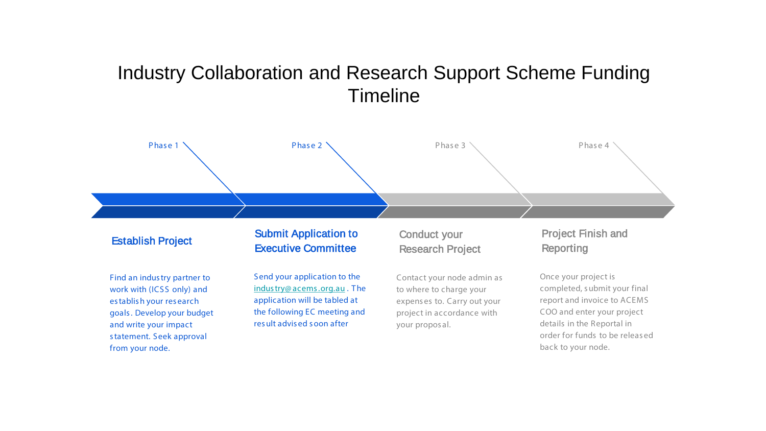# Industry Collaboration and Research Support Scheme Funding Timeline

Phase 1

### Establish Project

Find an industry partner to work with (ICSS only) and establish your research goals. Develop your budget and write your impact statement. Seek approval from your node.

Phase 2

### Submit Application to Executive Committee

Send your application to the industry@acems.org.au. The application will be tabled at the following EC meeting and result advised soon after

Phase 3

### Conduct your Research Project

Contact your node admin as to where to charge your expenses to. Carry out your project in accordance with your proposal.

Phase 4

### Project Finish and Reporting

Once your project is completed, submit your final report and invoice to ACEMS COO and enter your project details in the Reportal in order for funds to be released back to your node.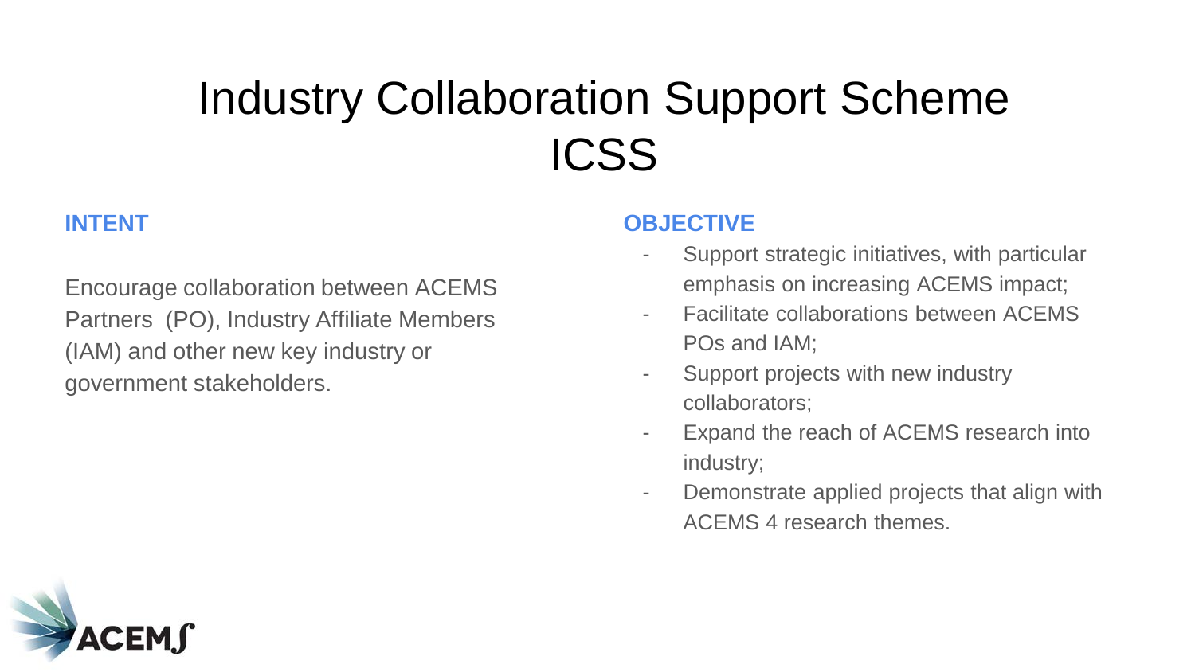# Industry Collaboration Support Scheme ICSS

**INTENT**

Encourage collaboration between ACEMS Partners (PO), Industry Affiliate Members (IAM) and other new key industry or government stakeholders.

**OBJECTIVE**

- Support strategic initiatives, with particular emphasis on increasing ACEMS impact;
- Facilitate collaborations between ACEMS POs and IAM;
- Support projects with new industry collaborators;
- Expand the reach of ACEMS research into industry;
- Demonstrate applied projects that align with ACEMS 4 research themes.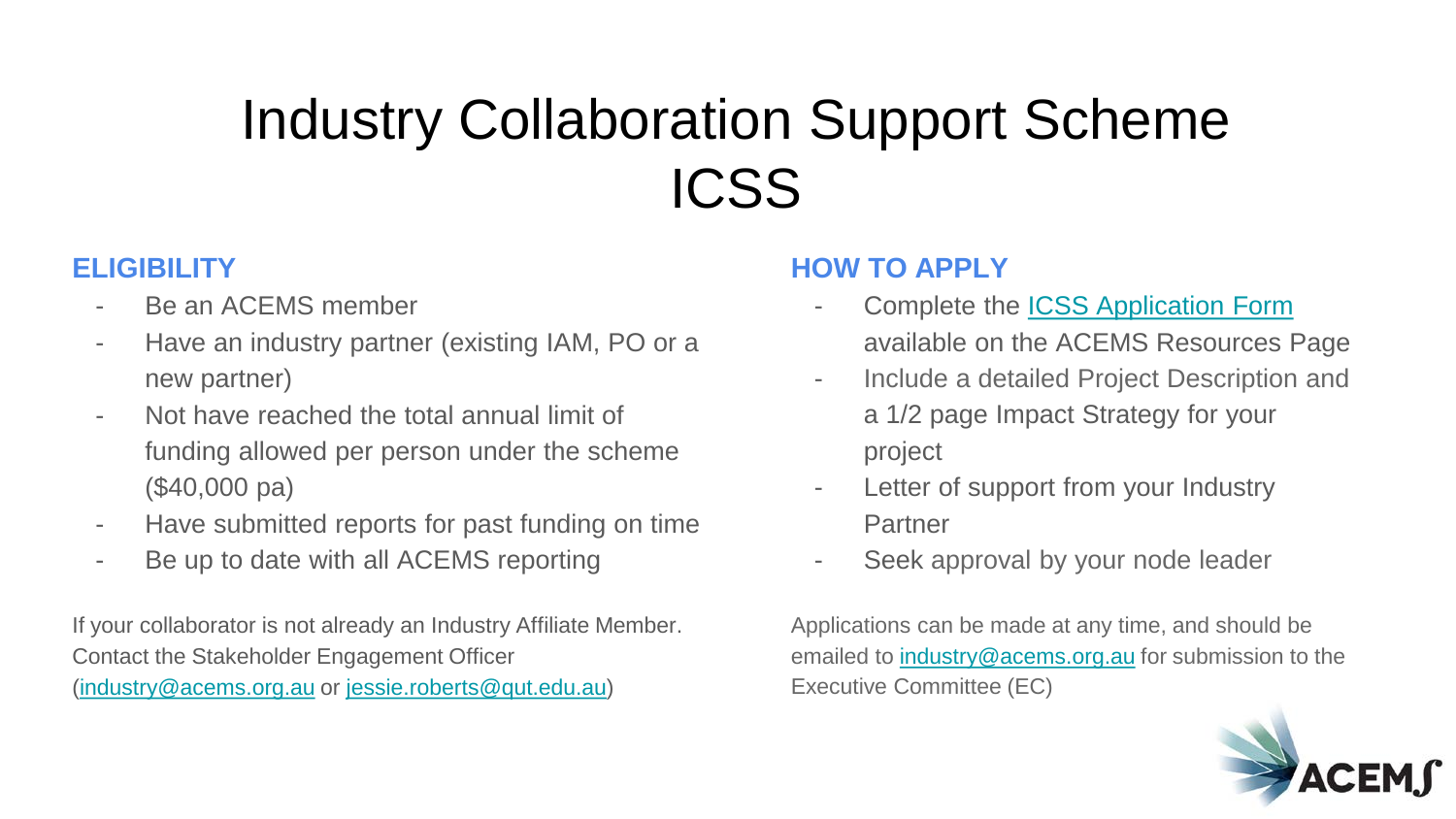# Industry Collaboration Support Scheme ICSS

## ELIGIBILITY

- Be an ACEMS member
- Have an industry partner (existing IAM, PO or a new partner)
- Not have reached the total annual limit of funding allowed per person under the scheme ($40,000 pa)
- Have submitted reports for past funding on time
- Be up to date with all ACEMS reporting

If your collaborator is not already an Industry Affiliate Member. Contact the Stakeholder Engagement Officer (industry@acems.org.au or jessie.roberts@qut.edu.au)

## HOW TO APPLY

- Complete the ICSS Application Form available on the ACEMS Resources Page
- Include a detailed Project Description and a 1/2 page Impact Strategy for your project
- Letter of support from your Industry Partner
- Seek approval by your node leader

Applications can be made at any time, and should be emailed to industry@acems.org.au for submission to the Executive Committee (EC)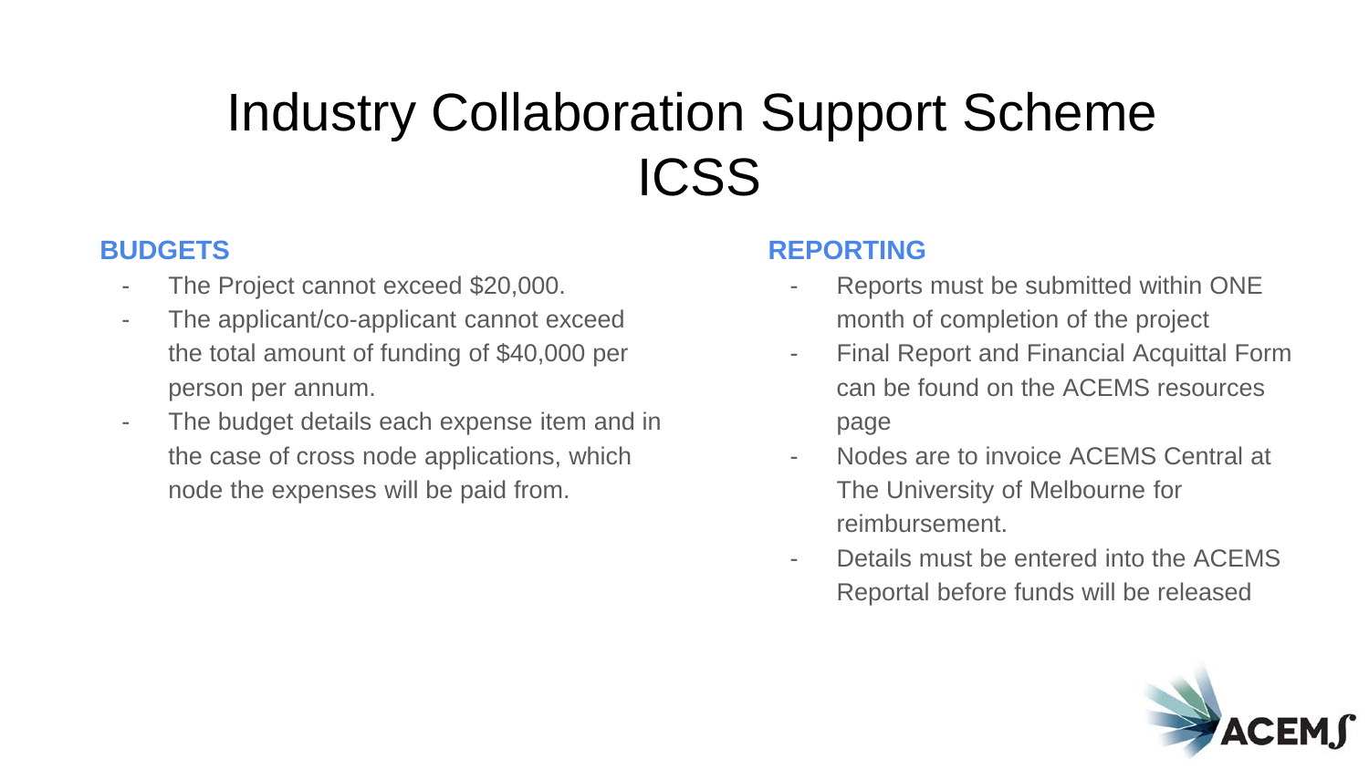# Industry Collaboration Support Scheme ICSS

### BUDGETS

- The Project cannot exceed $20,000.
- The applicant/co-applicant cannot exceed the total amount of funding of $40,000 per person per annum.
- The budget details each expense item and in the case of cross node applications, which node the expenses will be paid from.

### REPORTING

- Reports must be submitted within ONE month of completion of the project
- Final Report and Financial Acquittal Form can be found on the ACEMS resources page
- Nodes are to invoice ACEMS Central at The University of Melbourne for reimbursement.
- Details must be entered into the ACEMS Reportal before funds will be released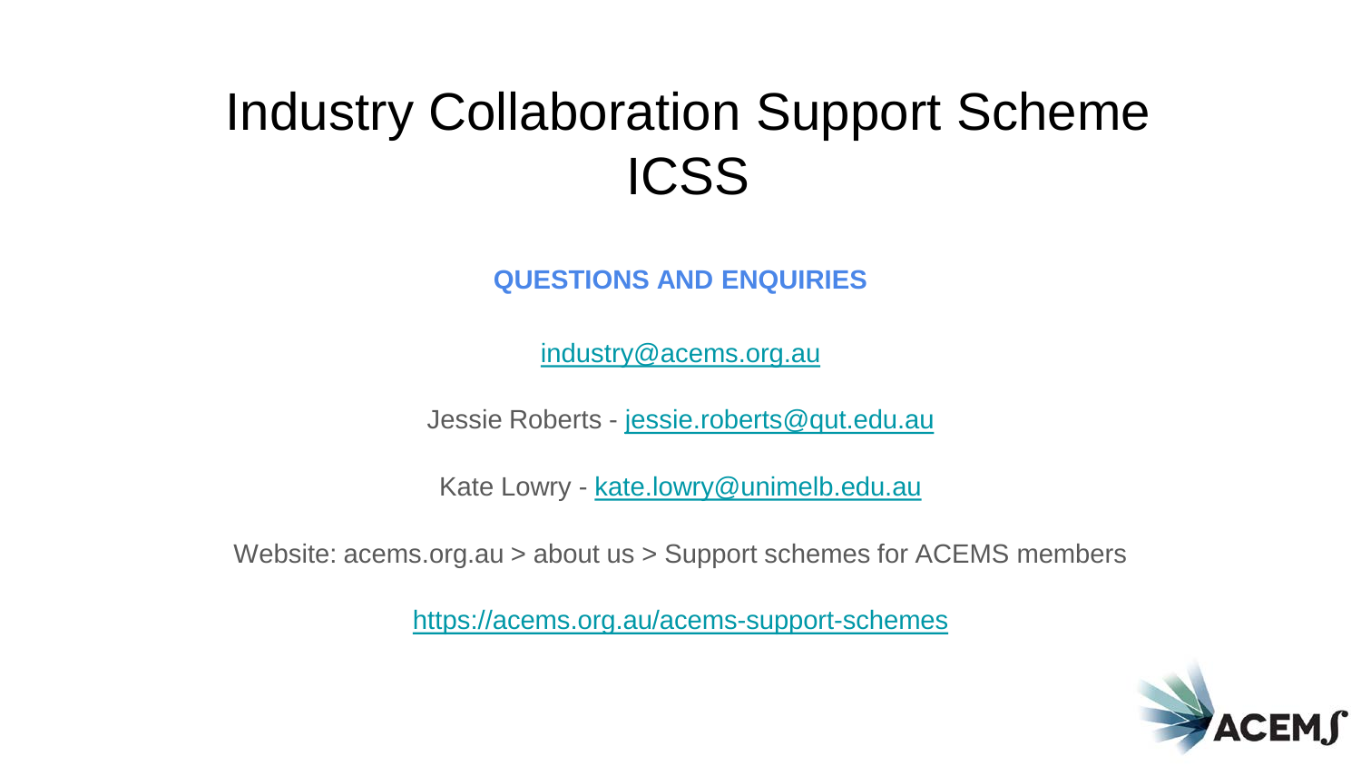# Industry Collaboration Support Scheme ICSS

**QUESTIONS AND ENQUIRIES**

industry@acems.org.au

Jessie Roberts - jessie.roberts@qut.edu.au

Kate Lowry - kate.lowry@unimelb.edu.au

Website: acems.org.au > about us > Support schemes for ACEMS members

https://acems.org.au/acems-support-schemes

ACEMS